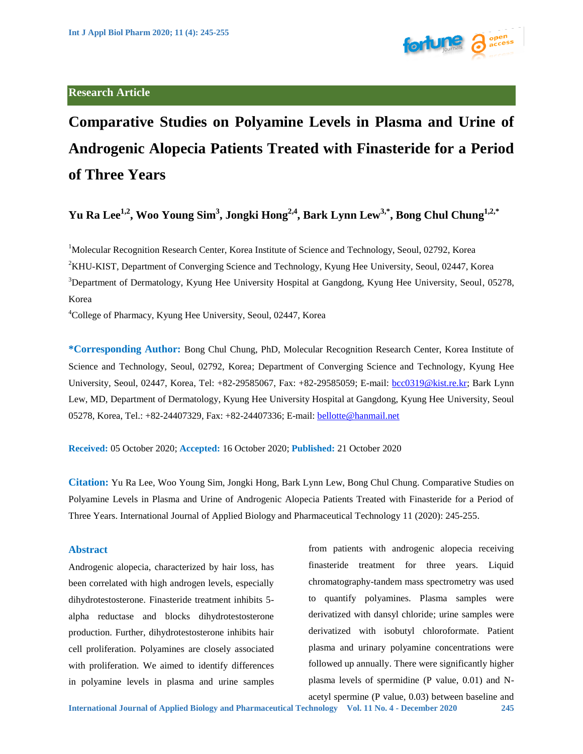Research Article

# Comparative Studies on Polyamine Levels in Plasma and Urine of Androgenic Alopecia Patients Treated with Finasteride for a Period of Three Years

**Yu Ra Lee[1,2], Woo Young Sim[3], Jongki Hong[2,4], Bark Lynn Lew[3,*], Bong Chul Chung[1,2,*]**

[1]Molecular Recognition Research Center, Korea Institute of Science and Technology, Seoul, 02792, Korea

[2]KHU-KIST, Department of Converging Science and Technology, Kyung Hee University, Seoul, 02447, Korea

[3]Department of Dermatology, Kyung Hee University Hospital at Gangdong, Kyung Hee University, Seoul, 05278, Korea

[4]College of Pharmacy, Kyung Hee University, Seoul, 02447, Korea

**\*Corresponding Author:** Bong Chul Chung, PhD, Molecular Recognition Research Center, Korea Institute of Science and Technology, Seoul, 02792, Korea; Department of Converging Science and Technology, Kyung Hee University, Seoul, 02447, Korea, Tel: +82-29585067, Fax: +82-29585059; E-mail: bcc0319@kist.re.kr; Bark Lynn Lew, MD, Department of Dermatology, Kyung Hee University Hospital at Gangdong, Kyung Hee University, Seoul 05278, Korea, Tel.: +82-24407329, Fax: +82-24407336; E-mail: bellotte@hanmail.net

**Received:** 05 October 2020; **Accepted:** 16 October 2020; **Published:** 21 October 2020

**Citation:** Yu Ra Lee, Woo Young Sim, Jongki Hong, Bark Lynn Lew, Bong Chul Chung. Comparative Studies on Polyamine Levels in Plasma and Urine of Androgenic Alopecia Patients Treated with Finasteride for a Period of Three Years. International Journal of Applied Biology and Pharmaceutical Technology 11 (2020): 245-255.

## Abstract

Androgenic alopecia, characterized by hair loss, has been correlated with high androgen levels, especially dihydrotestosterone. Finasteride treatment inhibits 5-alpha reductase and blocks dihydrotestosterone production. Further, dihydrotestosterone inhibits hair cell proliferation. Polyamines are closely associated with proliferation. We aimed to identify differences in polyamine levels in plasma and urine samples from patients with androgenic alopecia receiving finasteride treatment for three years. Liquid chromatography-tandem mass spectrometry was used to quantify polyamines. Plasma samples were derivatized with dansyl chloride; urine samples were derivatized with isobutyl chloroformate. Patient plasma and urinary polyamine concentrations were followed up annually. There were significantly higher plasma levels of spermidine (P value, 0.01) and N-acetyl spermine (P value, 0.03) between baseline and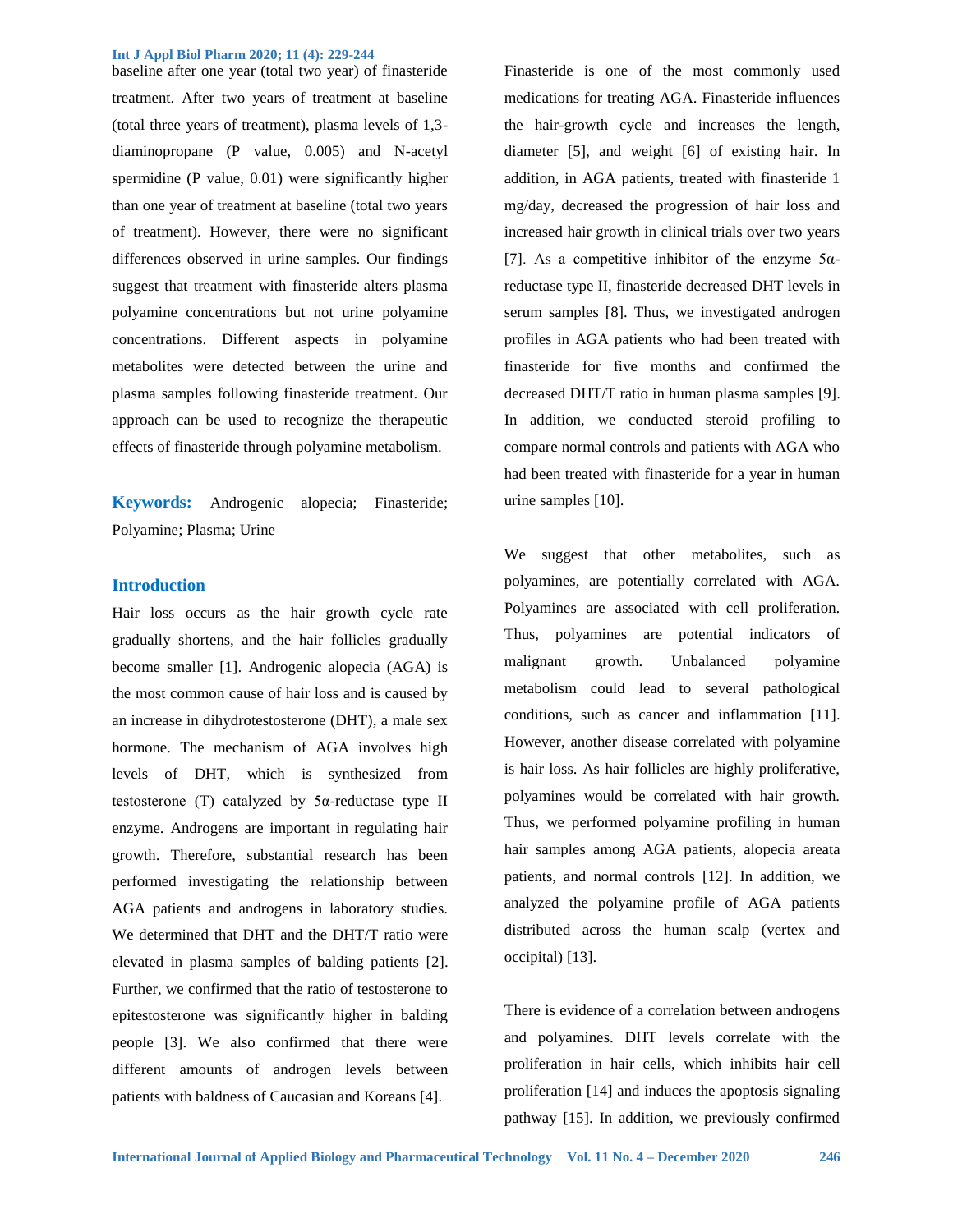baseline after one year (total two year) of finasteride treatment. After two years of treatment at baseline (total three years of treatment), plasma levels of 1,3-diaminopropane (P value, 0.005) and N-acetyl spermidine (P value, 0.01) were significantly higher than one year of treatment at baseline (total two years of treatment). However, there were no significant differences observed in urine samples. Our findings suggest that treatment with finasteride alters plasma polyamine concentrations but not urine polyamine concentrations. Different aspects in polyamine metabolites were detected between the urine and plasma samples following finasteride treatment. Our approach can be used to recognize the therapeutic effects of finasteride through polyamine metabolism.

**Keywords:** Androgenic alopecia; Finasteride; Polyamine; Plasma; Urine

## Introduction

Hair loss occurs as the hair growth cycle rate gradually shortens, and the hair follicles gradually become smaller [1]. Androgenic alopecia (AGA) is the most common cause of hair loss and is caused by an increase in dihydrotestosterone (DHT), a male sex hormone. The mechanism of AGA involves high levels of DHT, which is synthesized from testosterone (T) catalyzed by 5α-reductase type II enzyme. Androgens are important in regulating hair growth. Therefore, substantial research has been performed investigating the relationship between AGA patients and androgens in laboratory studies. We determined that DHT and the DHT/T ratio were elevated in plasma samples of balding patients [2]. Further, we confirmed that the ratio of testosterone to epitestosterone was significantly higher in balding people [3]. We also confirmed that there were different amounts of androgen levels between patients with baldness of Caucasian and Koreans [4].

Finasteride is one of the most commonly used medications for treating AGA. Finasteride influences the hair-growth cycle and increases the length, diameter [5], and weight [6] of existing hair. In addition, in AGA patients, treated with finasteride 1 mg/day, decreased the progression of hair loss and increased hair growth in clinical trials over two years [7]. As a competitive inhibitor of the enzyme 5α-reductase type II, finasteride decreased DHT levels in serum samples [8]. Thus, we investigated androgen profiles in AGA patients who had been treated with finasteride for five months and confirmed the decreased DHT/T ratio in human plasma samples [9]. In addition, we conducted steroid profiling to compare normal controls and patients with AGA who had been treated with finasteride for a year in human urine samples [10].

We suggest that other metabolites, such as polyamines, are potentially correlated with AGA. Polyamines are associated with cell proliferation. Thus, polyamines are potential indicators of malignant growth. Unbalanced polyamine metabolism could lead to several pathological conditions, such as cancer and inflammation [11]. However, another disease correlated with polyamine is hair loss. As hair follicles are highly proliferative, polyamines would be correlated with hair growth. Thus, we performed polyamine profiling in human hair samples among AGA patients, alopecia areata patients, and normal controls [12]. In addition, we analyzed the polyamine profile of AGA patients distributed across the human scalp (vertex and occipital) [13].

There is evidence of a correlation between androgens and polyamines. DHT levels correlate with the proliferation in hair cells, which inhibits hair cell proliferation [14] and induces the apoptosis signaling pathway [15]. In addition, we previously confirmed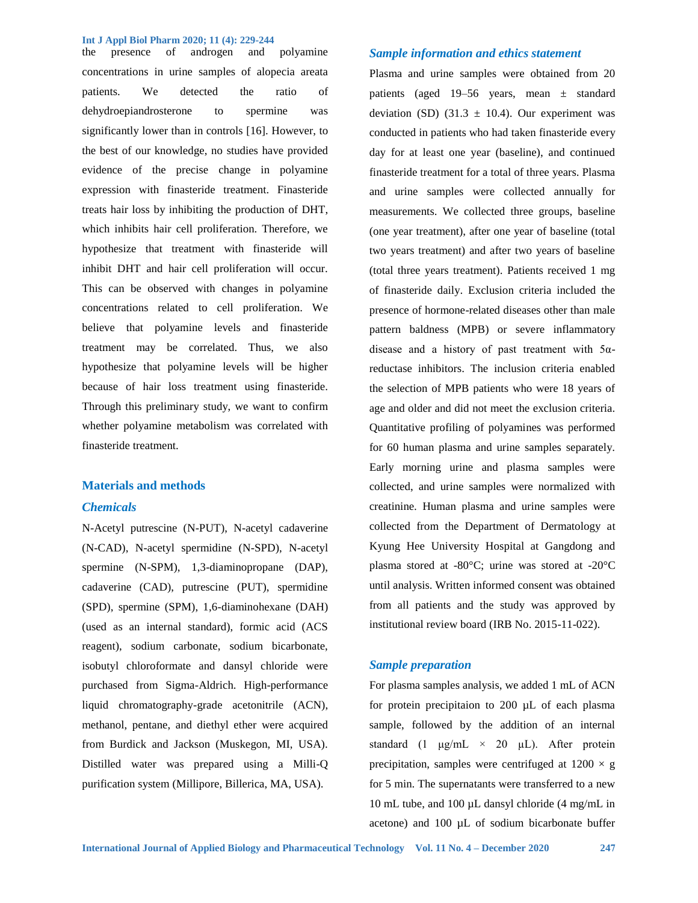the presence of androgen and polyamine concentrations in urine samples of alopecia areata patients. We detected the ratio of dehydroepiandrosterone to spermine was significantly lower than in controls [16]. However, to the best of our knowledge, no studies have provided evidence of the precise change in polyamine expression with finasteride treatment. Finasteride treats hair loss by inhibiting the production of DHT, which inhibits hair cell proliferation. Therefore, we hypothesize that treatment with finasteride will inhibit DHT and hair cell proliferation will occur. This can be observed with changes in polyamine concentrations related to cell proliferation. We believe that polyamine levels and finasteride treatment may be correlated. Thus, we also hypothesize that polyamine levels will be higher because of hair loss treatment using finasteride. Through this preliminary study, we want to confirm whether polyamine metabolism was correlated with finasteride treatment.

## Materials and methods

### Chemicals

N-Acetyl putrescine (N-PUT), N-acetyl cadaverine (N-CAD), N-acetyl spermidine (N-SPD), N-acetyl spermine (N-SPM), 1,3-diaminopropane (DAP), cadaverine (CAD), putrescine (PUT), spermidine (SPD), spermine (SPM), 1,6-diaminohexane (DAH) (used as an internal standard), formic acid (ACS reagent), sodium carbonate, sodium bicarbonate, isobutyl chloroformate and dansyl chloride were purchased from Sigma-Aldrich. High-performance liquid chromatography-grade acetonitrile (ACN), methanol, pentane, and diethyl ether were acquired from Burdick and Jackson (Muskegon, MI, USA). Distilled water was prepared using a Milli-Q purification system (Millipore, Billerica, MA, USA).

### Sample information and ethics statement

Plasma and urine samples were obtained from 20 patients (aged 19–56 years, mean ± standard deviation (SD) (31.3 ± 10.4). Our experiment was conducted in patients who had taken finasteride every day for at least one year (baseline), and continued finasteride treatment for a total of three years. Plasma and urine samples were collected annually for measurements. We collected three groups, baseline (one year treatment), after one year of baseline (total two years treatment) and after two years of baseline (total three years treatment). Patients received 1 mg of finasteride daily. Exclusion criteria included the presence of hormone-related diseases other than male pattern baldness (MPB) or severe inflammatory disease and a history of past treatment with 5α-reductase inhibitors. The inclusion criteria enabled the selection of MPB patients who were 18 years of age and older and did not meet the exclusion criteria. Quantitative profiling of polyamines was performed for 60 human plasma and urine samples separately. Early morning urine and plasma samples were collected, and urine samples were normalized with creatinine. Human plasma and urine samples were collected from the Department of Dermatology at Kyung Hee University Hospital at Gangdong and plasma stored at -80°C; urine was stored at -20°C until analysis. Written informed consent was obtained from all patients and the study was approved by institutional review board (IRB No. 2015-11-022).

### Sample preparation

For plasma samples analysis, we added 1 mL of ACN for protein precipitaion to 200 µL of each plasma sample, followed by the addition of an internal standard (1 µg/mL × 20 µL). After protein precipitation, samples were centrifuged at 1200 × g for 5 min. The supernatants were transferred to a new 10 mL tube, and 100 µL dansyl chloride (4 mg/mL in acetone) and 100 µL of sodium bicarbonate buffer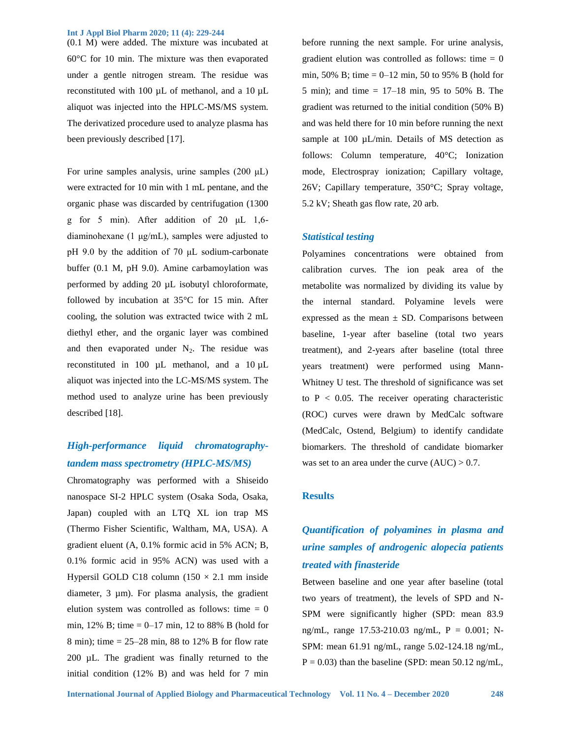(0.1 M) were added. The mixture was incubated at 60°C for 10 min. The mixture was then evaporated under a gentle nitrogen stream. The residue was reconstituted with 100 μL of methanol, and a 10 μL aliquot was injected into the HPLC-MS/MS system. The derivatized procedure used to analyze plasma has been previously described [17].

For urine samples analysis, urine samples (200 μL) were extracted for 10 min with 1 mL pentane, and the organic phase was discarded by centrifugation (1300 g for 5 min). After addition of 20 μL 1,6-diaminohexane (1 μg/mL), samples were adjusted to pH 9.0 by the addition of 70 μL sodium-carbonate buffer (0.1 M, pH 9.0). Amine carbamoylation was performed by adding 20 μL isobutyl chloroformate, followed by incubation at 35°C for 15 min. After cooling, the solution was extracted twice with 2 mL diethyl ether, and the organic layer was combined and then evaporated under $N_2$. The residue was reconstituted in 100 μL methanol, and a 10 μL aliquot was injected into the LC-MS/MS system. The method used to analyze urine has been previously described [18].

### *High-performance liquid chromatography-tandem mass spectrometry (HPLC-MS/MS)*

Chromatography was performed with a Shiseido nanospace SI-2 HPLC system (Osaka Soda, Osaka, Japan) coupled with an LTQ XL ion trap MS (Thermo Fisher Scientific, Waltham, MA, USA). A gradient eluent (A, 0.1% formic acid in 5% ACN; B, 0.1% formic acid in 95% ACN) was used with a Hypersil GOLD C18 column (150 × 2.1 mm inside diameter, 3 μm). For plasma analysis, the gradient elution system was controlled as follows: time = 0 min, 12% B; time = 0–17 min, 12 to 88% B (hold for 8 min); time = 25–28 min, 88 to 12% B for flow rate 200 μL. The gradient was finally returned to the initial condition (12% B) and was held for 7 min before running the next sample. For urine analysis, gradient elution was controlled as follows: time = 0 min, 50% B; time = 0–12 min, 50 to 95% B (hold for 5 min); and time = 17–18 min, 95 to 50% B. The gradient was returned to the initial condition (50% B) and was held there for 10 min before running the next sample at 100 μL/min. Details of MS detection as follows: Column temperature, 40°C; Ionization mode, Electrospray ionization; Capillary voltage, 26V; Capillary temperature, 350°C; Spray voltage, 5.2 kV; Sheath gas flow rate, 20 arb.

### *Statistical testing*

Polyamines concentrations were obtained from calibration curves. The ion peak area of the metabolite was normalized by dividing its value by the internal standard. Polyamine levels were expressed as the mean ± SD. Comparisons between baseline, 1-year after baseline (total two years treatment), and 2-years after baseline (total three years treatment) were performed using Mann-Whitney U test. The threshold of significance was set to $P < 0.05$. The receiver operating characteristic (ROC) curves were drawn by MedCalc software (MedCalc, Ostend, Belgium) to identify candidate biomarkers. The threshold of candidate biomarker was set to an area under the curve (AUC) > 0.7.

## Results

### *Quantification of polyamines in plasma and urine samples of androgenic alopecia patients treated with finasteride*

Between baseline and one year after baseline (total two years of treatment), the levels of SPD and N-SPM were significantly higher (SPD: mean 83.9 ng/mL, range 17.53-210.03 ng/mL, $P = 0.001$; N-SPM: mean 61.91 ng/mL, range 5.02-124.18 ng/mL, $P = 0.03$) than the baseline (SPD: mean 50.12 ng/mL,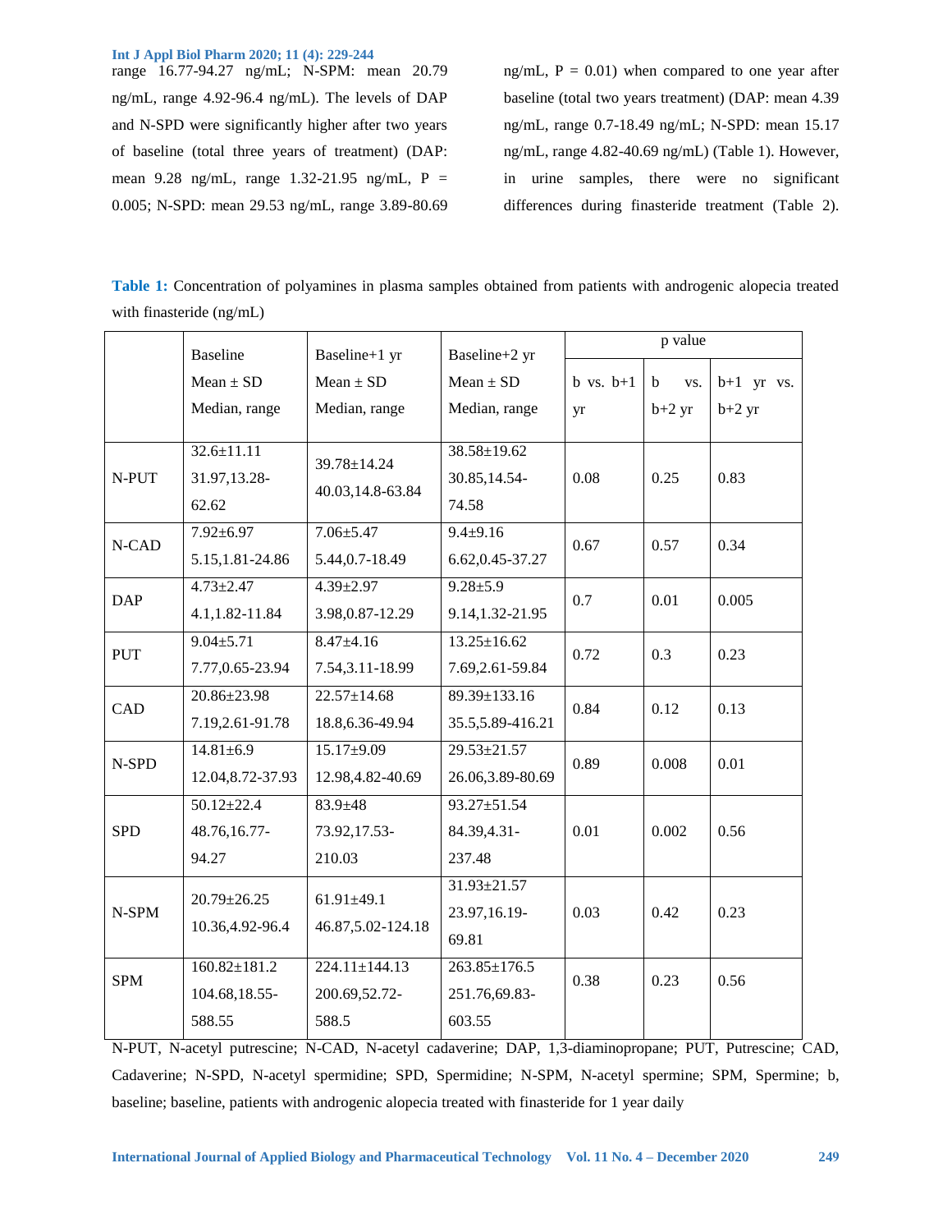range 16.77-94.27 ng/mL; N-SPM: mean 20.79 ng/mL, range 4.92-96.4 ng/mL). The levels of DAP and N-SPD were significantly higher after two years of baseline (total three years of treatment) (DAP: mean 9.28 ng/mL, range 1.32-21.95 ng/mL, P = 0.005; N-SPD: mean 29.53 ng/mL, range 3.89-80.69 ng/mL, P = 0.01) when compared to one year after baseline (total two years treatment) (DAP: mean 4.39 ng/mL, range 0.7-18.49 ng/mL; N-SPD: mean 15.17 ng/mL, range 4.82-40.69 ng/mL) (Table 1). However, in urine samples, there were no significant differences during finasteride treatment (Table 2).

**Table 1:** Concentration of polyamines in plasma samples obtained from patients with androgenic alopecia treated with finasteride (ng/mL)

| | Baseline | Baseline+1 yr | Baseline+2 yr | p value | | |
|---|---|---|---|---|---|---|
| | Mean ± SD<br>Median, range | Mean ± SD<br>Median, range | Mean ± SD<br>Median, range | b vs. b+1 yr | b vs. b+2 yr | b+1 yr vs. b+2 yr |
| N-PUT | 32.6±11.11<br>31.97,13.28-62.62 | 39.78±14.24<br>40.03,14.8-63.84 | 38.58±19.62<br>30.85,14.54-74.58 | 0.08 | 0.25 | 0.83 |
| N-CAD | 7.92±6.97<br>5.15,1.81-24.86 | 7.06±5.47<br>5.44,0.7-18.49 | 9.4±9.16<br>6.62,0.45-37.27 | 0.67 | 0.57 | 0.34 |
| DAP | 4.73±2.47<br>4.1,1.82-11.84 | 4.39±2.97<br>3.98,0.87-12.29 | 9.28±5.9<br>9.14,1.32-21.95 | 0.7 | 0.01 | 0.005 |
| PUT | 9.04±5.71<br>7.77,0.65-23.94 | 8.47±4.16<br>7.54,3.11-18.99 | 13.25±16.62<br>7.69,2.61-59.84 | 0.72 | 0.3 | 0.23 |
| CAD | 20.86±23.98<br>7.19,2.61-91.78 | 22.57±14.68<br>18.8,6.36-49.94 | 89.39±133.16<br>35.5,5.89-416.21 | 0.84 | 0.12 | 0.13 |
| N-SPD | 14.81±6.9<br>12.04,8.72-37.93 | 15.17±9.09<br>12.98,4.82-40.69 | 29.53±21.57<br>26.06,3.89-80.69 | 0.89 | 0.008 | 0.01 |
| SPD | 50.12±22.4<br>48.76,16.77-94.27 | 83.9±48<br>73.92,17.53-210.03 | 93.27±51.54<br>84.39,4.31-237.48 | 0.01 | 0.002 | 0.56 |
| N-SPM | 20.79±26.25<br>10.36,4.92-96.4 | 61.91±49.1<br>46.87,5.02-124.18 | 31.93±21.57<br>23.97,16.19-69.81 | 0.03 | 0.42 | 0.23 |
| SPM | 160.82±181.2<br>104.68,18.55-588.55 | 224.11±144.13<br>200.69,52.72-588.5 | 263.85±176.5<br>251.76,69.83-603.55 | 0.38 | 0.23 | 0.56 |

N-PUT, N-acetyl putrescine; N-CAD, N-acetyl cadaverine; DAP, 1,3-diaminopropane; PUT, Putrescine; CAD, Cadaverine; N-SPD, N-acetyl spermidine; SPD, Spermidine; N-SPM, N-acetyl spermine; SPM, Spermine; b, baseline; baseline, patients with androgenic alopecia treated with finasteride for 1 year daily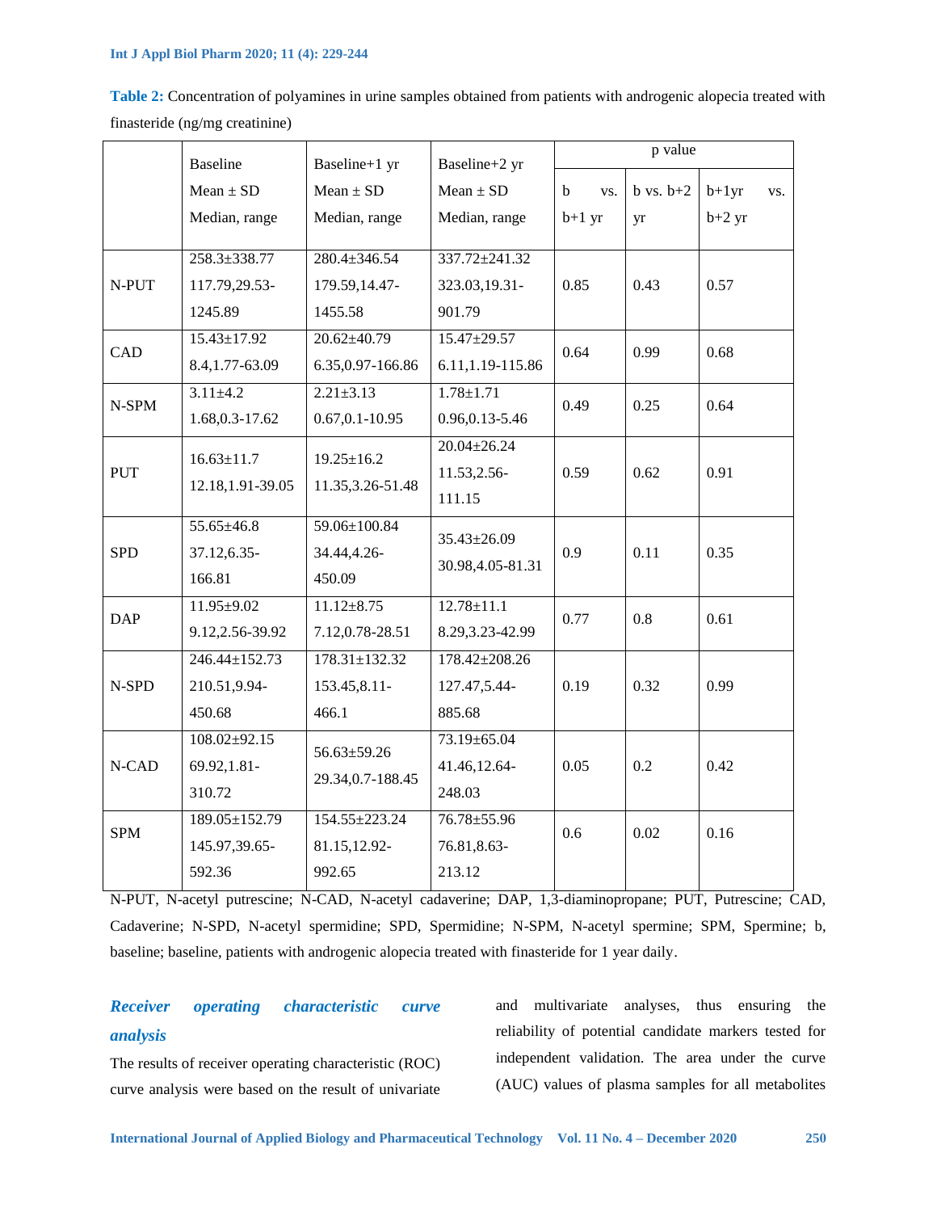**Table 2:** Concentration of polyamines in urine samples obtained from patients with androgenic alopecia treated with finasteride (ng/mg creatinine)

| | Baseline<br>Mean ± SD<br>Median, range | Baseline+1 yr<br>Mean ± SD<br>Median, range | Baseline+2 yr<br>Mean ± SD<br>Median, range | p value | | |
|---|---|---|---|---|---|---|
| | | | | b vs. b+1 yr | b vs. b+2 yr | b+1yr vs. b+2 yr |
| N-PUT | 258.3±338.77<br>117.79,29.53-1245.89 | 280.4±346.54<br>179.59,14.47-1455.58 | 337.72±241.32<br>323.03,19.31-901.79 | 0.85 | 0.43 | 0.57 |
| CAD | 15.43±17.92<br>8.4,1.77-63.09 | 20.62±40.79<br>6.35,0.97-166.86 | 15.47±29.57<br>6.11,1.19-115.86 | 0.64 | 0.99 | 0.68 |
| N-SPM | 3.11±4.2<br>1.68,0.3-17.62 | 2.21±3.13<br>0.67,0.1-10.95 | 1.78±1.71<br>0.96,0.13-5.46 | 0.49 | 0.25 | 0.64 |
| PUT | 16.63±11.7<br>12.18,1.91-39.05 | 19.25±16.2<br>11.35,3.26-51.48 | 20.04±26.24<br>11.53,2.56-111.15 | 0.59 | 0.62 | 0.91 |
| SPD | 55.65±46.8<br>37.12,6.35-166.81 | 59.06±100.84<br>34.44,4.26-450.09 | 35.43±26.09<br>30.98,4.05-81.31 | 0.9 | 0.11 | 0.35 |
| DAP | 11.95±9.02<br>9.12,2.56-39.92 | 11.12±8.75<br>7.12,0.78-28.51 | 12.78±11.1<br>8.29,3.23-42.99 | 0.77 | 0.8 | 0.61 |
| N-SPD | 246.44±152.73<br>210.51,9.94-450.68 | 178.31±132.32<br>153.45,8.11-466.1 | 178.42±208.26<br>127.47,5.44-885.68 | 0.19 | 0.32 | 0.99 |
| N-CAD | 108.02±92.15<br>69.92,1.81-310.72 | 56.63±59.26<br>29.34,0.7-188.45 | 73.19±65.04<br>41.46,12.64-248.03 | 0.05 | 0.2 | 0.42 |
| SPM | 189.05±152.79<br>145.97,39.65-592.36 | 154.55±223.24<br>81.15,12.92-992.65 | 76.78±55.96<br>76.81,8.63-213.12 | 0.6 | 0.02 | 0.16 |

N-PUT, N-acetyl putrescine; N-CAD, N-acetyl cadaverine; DAP, 1,3-diaminopropane; PUT, Putrescine; CAD, Cadaverine; N-SPD, N-acetyl spermidine; SPD, Spermidine; N-SPM, N-acetyl spermine; SPM, Spermine; b, baseline; baseline, patients with androgenic alopecia treated with finasteride for 1 year daily.

### *Receiver operating characteristic curve analysis*

The results of receiver operating characteristic (ROC) curve analysis were based on the result of univariate and multivariate analyses, thus ensuring the reliability of potential candidate markers tested for independent validation. The area under the curve (AUC) values of plasma samples for all metabolites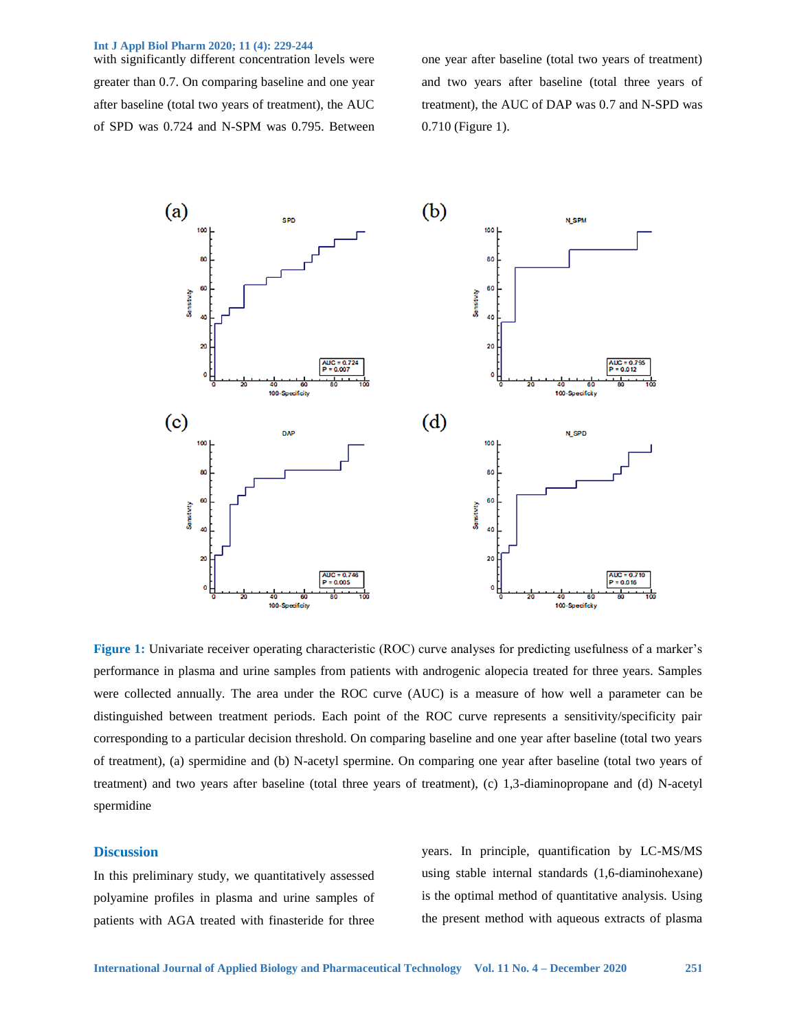with significantly different concentration levels were greater than 0.7. On comparing baseline and one year after baseline (total two years of treatment), the AUC of SPD was 0.724 and N-SPM was 0.795. Between one year after baseline (total two years of treatment) and two years after baseline (total three years of treatment), the AUC of DAP was 0.7 and N-SPD was 0.710 (Figure 1).

**Figure 1:** Univariate receiver operating characteristic (ROC) curve analyses for predicting usefulness of a marker's performance in plasma and urine samples from patients with androgenic alopecia treated for three years. Samples were collected annually. The area under the ROC curve (AUC) is a measure of how well a parameter can be distinguished between treatment periods. Each point of the ROC curve represents a sensitivity/specificity pair corresponding to a particular decision threshold. On comparing baseline and one year after baseline (total two years of treatment), (a) spermidine and (b) N-acetyl spermine. On comparing one year after baseline (total two years of treatment) and two years after baseline (total three years of treatment), (c) 1,3-diaminopropane and (d) N-acetyl spermidine

## Discussion

In this preliminary study, we quantitatively assessed polyamine profiles in plasma and urine samples of patients with AGA treated with finasteride for three years. In principle, quantification by LC-MS/MS using stable internal standards (1,6-diaminohexane) is the optimal method of quantitative analysis. Using the present method with aqueous extracts of plasma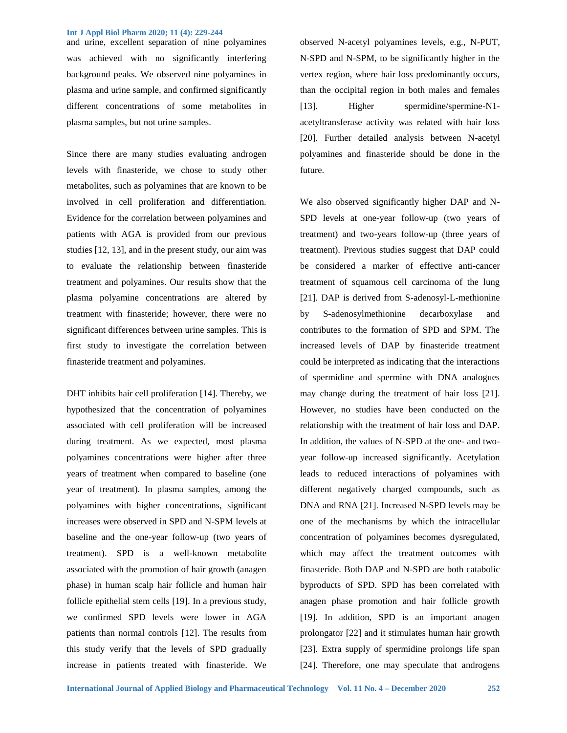and urine, excellent separation of nine polyamines was achieved with no significantly interfering background peaks. We observed nine polyamines in plasma and urine sample, and confirmed significantly different concentrations of some metabolites in plasma samples, but not urine samples.

Since there are many studies evaluating androgen levels with finasteride, we chose to study other metabolites, such as polyamines that are known to be involved in cell proliferation and differentiation. Evidence for the correlation between polyamines and patients with AGA is provided from our previous studies [12, 13], and in the present study, our aim was to evaluate the relationship between finasteride treatment and polyamines. Our results show that the plasma polyamine concentrations are altered by treatment with finasteride; however, there were no significant differences between urine samples. This is first study to investigate the correlation between finasteride treatment and polyamines.

DHT inhibits hair cell proliferation [14]. Thereby, we hypothesized that the concentration of polyamines associated with cell proliferation will be increased during treatment. As we expected, most plasma polyamines concentrations were higher after three years of treatment when compared to baseline (one year of treatment). In plasma samples, among the polyamines with higher concentrations, significant increases were observed in SPD and N-SPM levels at baseline and the one-year follow-up (two years of treatment). SPD is a well-known metabolite associated with the promotion of hair growth (anagen phase) in human scalp hair follicle and human hair follicle epithelial stem cells [19]. In a previous study, we confirmed SPD levels were lower in AGA patients than normal controls [12]. The results from this study verify that the levels of SPD gradually increase in patients treated with finasteride. We observed N-acetyl polyamines levels, e.g., N-PUT, N-SPD and N-SPM, to be significantly higher in the vertex region, where hair loss predominantly occurs, than the occipital region in both males and females [13]. Higher spermidine/spermine-N1-acetyltransferase activity was related with hair loss [20]. Further detailed analysis between N-acetyl polyamines and finasteride should be done in the future.

We also observed significantly higher DAP and N-SPD levels at one-year follow-up (two years of treatment) and two-years follow-up (three years of treatment). Previous studies suggest that DAP could be considered a marker of effective anti-cancer treatment of squamous cell carcinoma of the lung [21]. DAP is derived from S-adenosyl-L-methionine by S-adenosylmethionine decarboxylase and contributes to the formation of SPD and SPM. The increased levels of DAP by finasteride treatment could be interpreted as indicating that the interactions of spermidine and spermine with DNA analogues may change during the treatment of hair loss [21]. However, no studies have been conducted on the relationship with the treatment of hair loss and DAP. In addition, the values of N-SPD at the one- and two-year follow-up increased significantly. Acetylation leads to reduced interactions of polyamines with different negatively charged compounds, such as DNA and RNA [21]. Increased N-SPD levels may be one of the mechanisms by which the intracellular concentration of polyamines becomes dysregulated, which may affect the treatment outcomes with finasteride. Both DAP and N-SPD are both catabolic byproducts of SPD. SPD has been correlated with anagen phase promotion and hair follicle growth [19]. In addition, SPD is an important anagen prolongator [22] and it stimulates human hair growth [23]. Extra supply of spermidine prolongs life span [24]. Therefore, one may speculate that androgens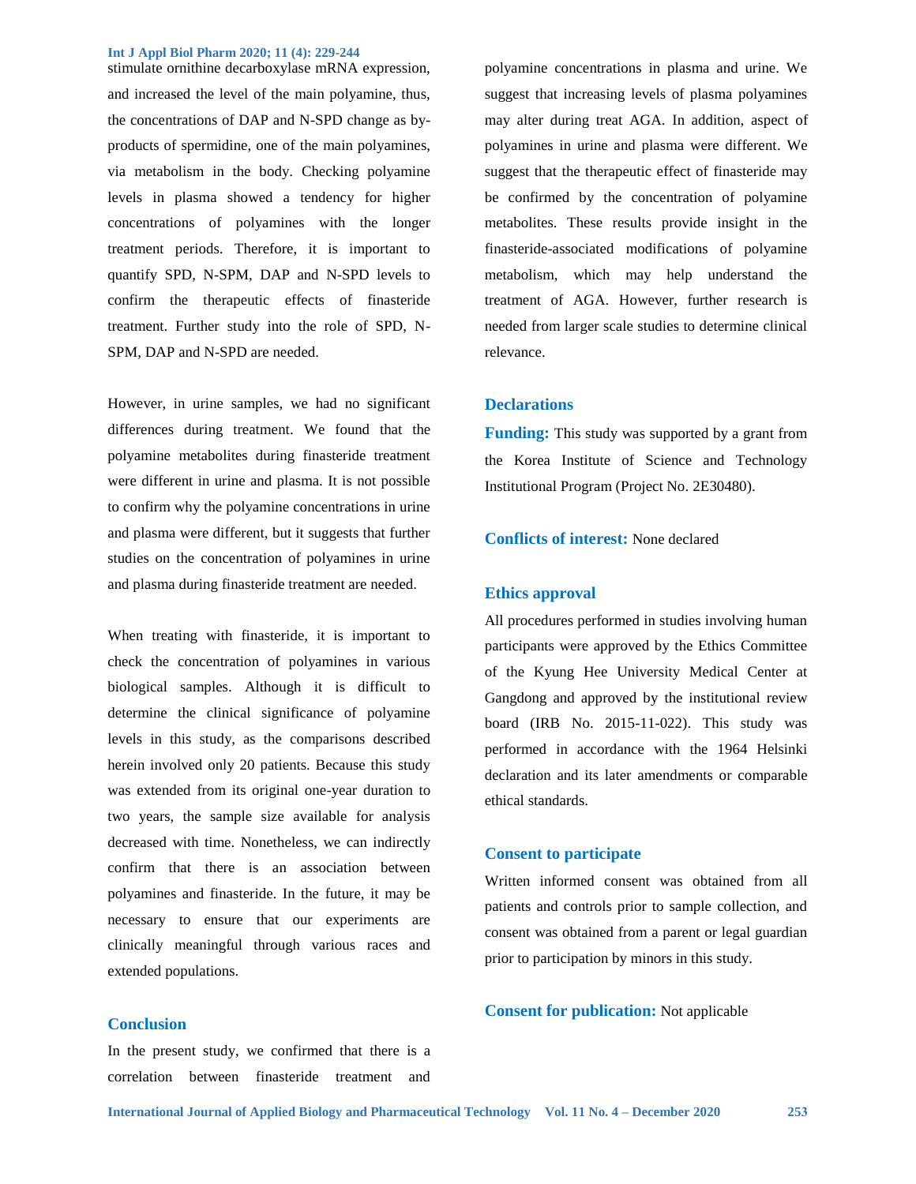stimulate ornithine decarboxylase mRNA expression, and increased the level of the main polyamine, thus, the concentrations of DAP and N-SPD change as by-products of spermidine, one of the main polyamines, via metabolism in the body. Checking polyamine levels in plasma showed a tendency for higher concentrations of polyamines with the longer treatment periods. Therefore, it is important to quantify SPD, N-SPM, DAP and N-SPD levels to confirm the therapeutic effects of finasteride treatment. Further study into the role of SPD, N-SPM, DAP and N-SPD are needed.

However, in urine samples, we had no significant differences during treatment. We found that the polyamine metabolites during finasteride treatment were different in urine and plasma. It is not possible to confirm why the polyamine concentrations in urine and plasma were different, but it suggests that further studies on the concentration of polyamines in urine and plasma during finasteride treatment are needed.

When treating with finasteride, it is important to check the concentration of polyamines in various biological samples. Although it is difficult to determine the clinical significance of polyamine levels in this study, as the comparisons described herein involved only 20 patients. Because this study was extended from its original one-year duration to two years, the sample size available for analysis decreased with time. Nonetheless, we can indirectly confirm that there is an association between polyamines and finasteride. In the future, it may be necessary to ensure that our experiments are clinically meaningful through various races and extended populations.

## Conclusion

In the present study, we confirmed that there is a correlation between finasteride treatment and polyamine concentrations in plasma and urine. We suggest that increasing levels of plasma polyamines may alter during treat AGA. In addition, aspect of polyamines in urine and plasma were different. We suggest that the therapeutic effect of finasteride may be confirmed by the concentration of polyamine metabolites. These results provide insight in the finasteride-associated modifications of polyamine metabolism, which may help understand the treatment of AGA. However, further research is needed from larger scale studies to determine clinical relevance.

## Declarations

**Funding:** This study was supported by a grant from the Korea Institute of Science and Technology Institutional Program (Project No. 2E30480).

**Conflicts of interest:** None declared

### Ethics approval

All procedures performed in studies involving human participants were approved by the Ethics Committee of the Kyung Hee University Medical Center at Gangdong and approved by the institutional review board (IRB No. 2015-11-022). This study was performed in accordance with the 1964 Helsinki declaration and its later amendments or comparable ethical standards.

### Consent to participate

Written informed consent was obtained from all patients and controls prior to sample collection, and consent was obtained from a parent or legal guardian prior to participation by minors in this study.

**Consent for publication:** Not applicable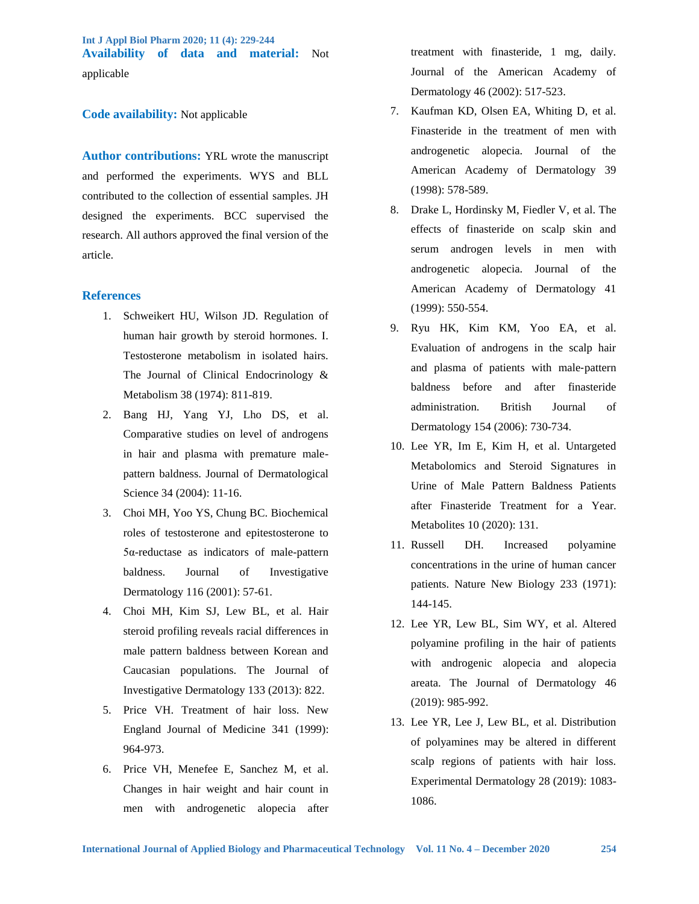**Availability of data and material:** Not applicable

**Code availability:** Not applicable

**Author contributions:** YRL wrote the manuscript and performed the experiments. WYS and BLL contributed to the collection of essential samples. JH designed the experiments. BCC supervised the research. All authors approved the final version of the article.

## References

1. Schweikert HU, Wilson JD. Regulation of human hair growth by steroid hormones. I. Testosterone metabolism in isolated hairs. The Journal of Clinical Endocrinology & Metabolism 38 (1974): 811-819.
2. Bang HJ, Yang YJ, Lho DS, et al. Comparative studies on level of androgens in hair and plasma with premature male-pattern baldness. Journal of Dermatological Science 34 (2004): 11-16.
3. Choi MH, Yoo YS, Chung BC. Biochemical roles of testosterone and epitestosterone to 5α-reductase as indicators of male-pattern baldness. Journal of Investigative Dermatology 116 (2001): 57-61.
4. Choi MH, Kim SJ, Lew BL, et al. Hair steroid profiling reveals racial differences in male pattern baldness between Korean and Caucasian populations. The Journal of Investigative Dermatology 133 (2013): 822.
5. Price VH. Treatment of hair loss. New England Journal of Medicine 341 (1999): 964-973.
6. Price VH, Menefee E, Sanchez M, et al. Changes in hair weight and hair count in men with androgenetic alopecia after treatment with finasteride, 1 mg, daily. Journal of the American Academy of Dermatology 46 (2002): 517-523.
7. Kaufman KD, Olsen EA, Whiting D, et al. Finasteride in the treatment of men with androgenetic alopecia. Journal of the American Academy of Dermatology 39 (1998): 578-589.
8. Drake L, Hordinsky M, Fiedler V, et al. The effects of finasteride on scalp skin and serum androgen levels in men with androgenetic alopecia. Journal of the American Academy of Dermatology 41 (1999): 550-554.
9. Ryu HK, Kim KM, Yoo EA, et al. Evaluation of androgens in the scalp hair and plasma of patients with male-pattern baldness before and after finasteride administration. British Journal of Dermatology 154 (2006): 730-734.
10. Lee YR, Im E, Kim H, et al. Untargeted Metabolomics and Steroid Signatures in Urine of Male Pattern Baldness Patients after Finasteride Treatment for a Year. Metabolites 10 (2020): 131.
11. Russell DH. Increased polyamine concentrations in the urine of human cancer patients. Nature New Biology 233 (1971): 144-145.
12. Lee YR, Lew BL, Sim WY, et al. Altered polyamine profiling in the hair of patients with androgenic alopecia and alopecia areata. The Journal of Dermatology 46 (2019): 985-992.
13. Lee YR, Lee J, Lew BL, et al. Distribution of polyamines may be altered in different scalp regions of patients with hair loss. Experimental Dermatology 28 (2019): 1083-1086.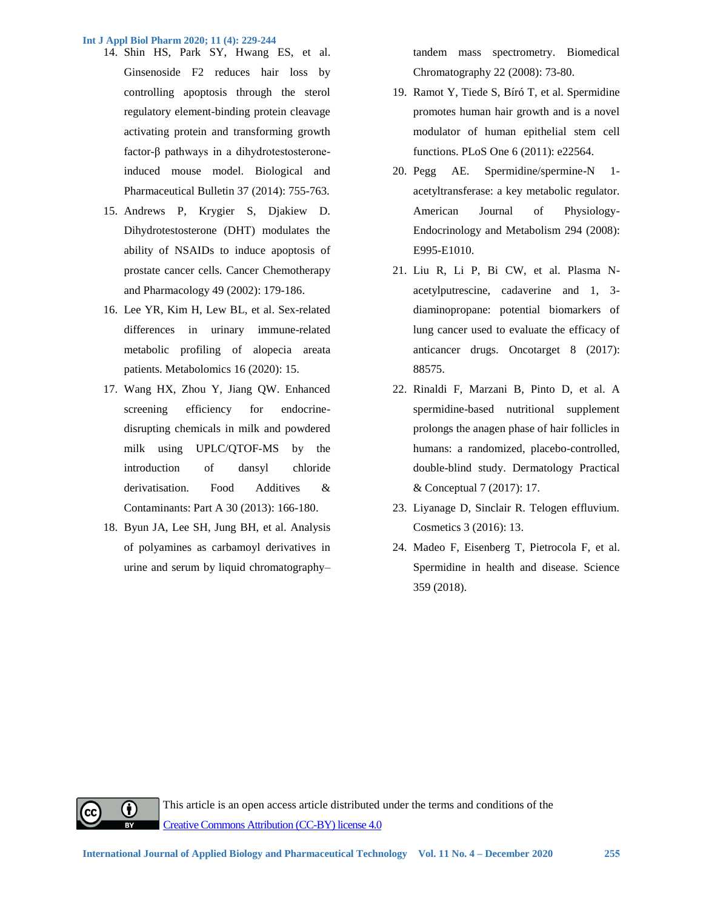14. Shin HS, Park SY, Hwang ES, et al. Ginsenoside F2 reduces hair loss by controlling apoptosis through the sterol regulatory element-binding protein cleavage activating protein and transforming growth factor-β pathways in a dihydrotestosterone-induced mouse model. Biological and Pharmaceutical Bulletin 37 (2014): 755-763.
15. Andrews P, Krygier S, Djakiew D. Dihydrotestosterone (DHT) modulates the ability of NSAIDs to induce apoptosis of prostate cancer cells. Cancer Chemotherapy and Pharmacology 49 (2002): 179-186.
16. Lee YR, Kim H, Lew BL, et al. Sex-related differences in urinary immune-related metabolic profiling of alopecia areata patients. Metabolomics 16 (2020): 15.
17. Wang HX, Zhou Y, Jiang QW. Enhanced screening efficiency for endocrine-disrupting chemicals in milk and powdered milk using UPLC/QTOF-MS by the introduction of dansyl chloride derivatisation. Food Additives & Contaminants: Part A 30 (2013): 166-180.
18. Byun JA, Lee SH, Jung BH, et al. Analysis of polyamines as carbamoyl derivatives in urine and serum by liquid chromatography–tandem mass spectrometry. Biomedical Chromatography 22 (2008): 73-80.
19. Ramot Y, Tiede S, Bíró T, et al. Spermidine promotes human hair growth and is a novel modulator of human epithelial stem cell functions. PLoS One 6 (2011): e22564.
20. Pegg AE. Spermidine/spermine-N 1-acetyltransferase: a key metabolic regulator. American Journal of Physiology-Endocrinology and Metabolism 294 (2008): E995-E1010.
21. Liu R, Li P, Bi CW, et al. Plasma N-acetylputrescine, cadaverine and 1, 3-diaminopropane: potential biomarkers of lung cancer used to evaluate the efficacy of anticancer drugs. Oncotarget 8 (2017): 88575.
22. Rinaldi F, Marzani B, Pinto D, et al. A spermidine-based nutritional supplement prolongs the anagen phase of hair follicles in humans: a randomized, placebo-controlled, double-blind study. Dermatology Practical & Conceptual 7 (2017): 17.
23. Liyanage D, Sinclair R. Telogen effluvium. Cosmetics 3 (2016): 13.
24. Madeo F, Eisenberg T, Pietrocola F, et al. Spermidine in health and disease. Science 359 (2018).

This article is an open access article distributed under the terms and conditions of the [Creative Commons Attribution (CC-BY) license 4.0](https://creativecommons.org/licenses/by/4.0/)